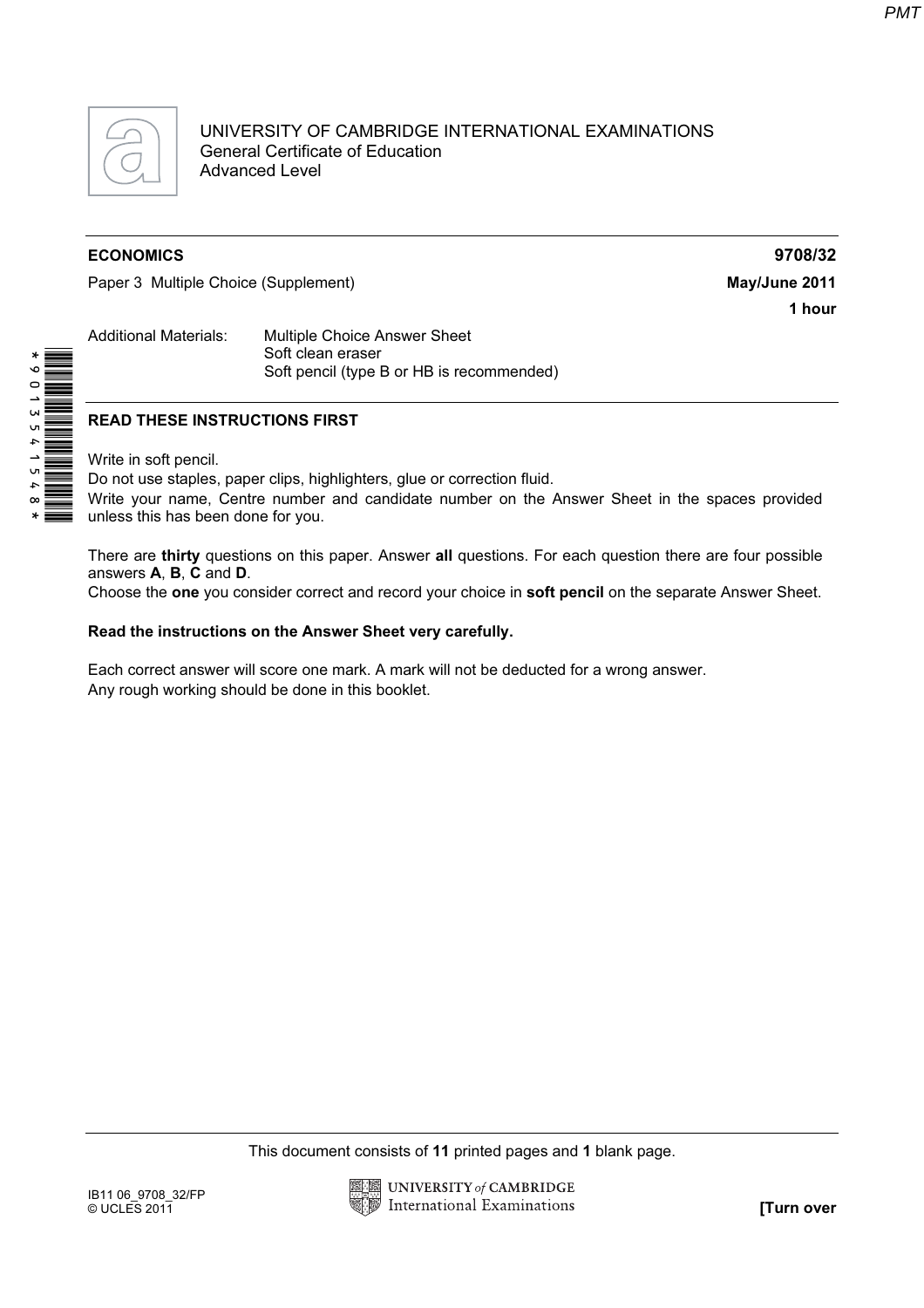UNIVERSITY OF CAMBRIDGE INTERNATIONAL EXAMINATIONS
General Certificate of Education
Advanced Level

**ECONOMICS** **9708/32**

Paper 3 Multiple Choice (Supplement) **May/June 2011**

**1 hour**

Additional Materials: Multiple Choice Answer Sheet
Soft clean eraser
Soft pencil (type B or HB is recommended)

*9013541548*

**READ THESE INSTRUCTIONS FIRST**

Write in soft pencil.
Do not use staples, paper clips, highlighters, glue or correction fluid.
Write your name, Centre number and candidate number on the Answer Sheet in the spaces provided unless this has been done for you.

There are **thirty** questions on this paper. Answer **all** questions. For each question there are four possible answers **A**, **B**, **C** and **D**.
Choose the **one** you consider correct and record your choice in **soft pencil** on the separate Answer Sheet.

**Read the instructions on the Answer Sheet very carefully.**

Each correct answer will score one mark. A mark will not be deducted for a wrong answer.
Any rough working should be done in this booklet.

This document consists of **11** printed pages and **1** blank page.

IB11 06_9708_32/FP
© UCLES 2011

**[Turn over**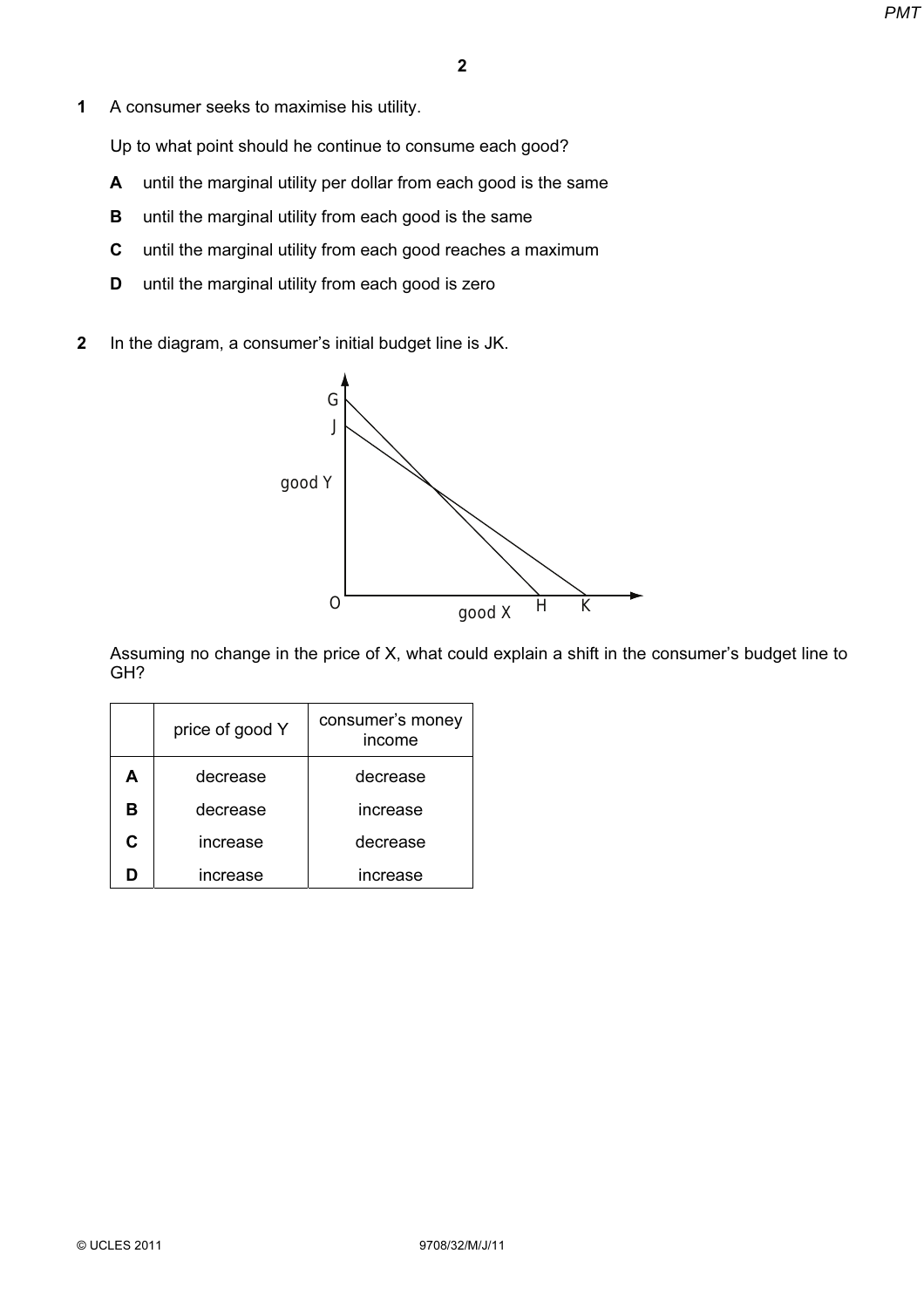1 A consumer seeks to maximise his utility.

Up to what point should he continue to consume each good?

**A** until the marginal utility per dollar from each good is the same

**B** until the marginal utility from each good is the same

**C** until the marginal utility from each good reaches a maximum

**D** until the marginal utility from each good is zero

2 In the diagram, a consumer's initial budget line is JK.

Assuming no change in the price of X, what could explain a shift in the consumer's budget line to GH?

| | price of good Y | consumer's money income |
|---|---|---|
| **A** | decrease | decrease |
| **B** | decrease | increase |
| **C** | increase | decrease |
| **D** | increase | increase |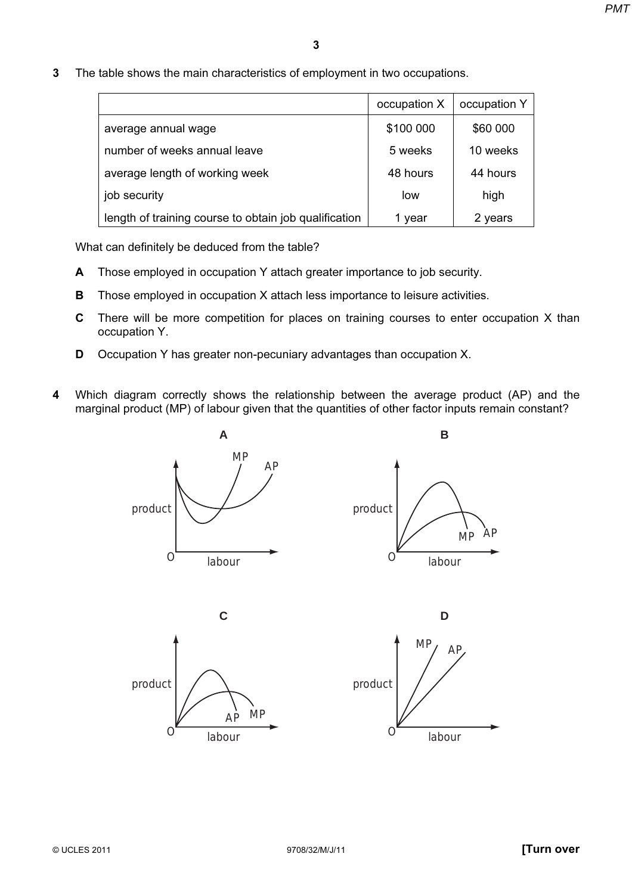3 The table shows the main characteristics of employment in two occupations.

| | occupation X | occupation Y |
|---|---|---|
| average annual wage | $100 000 | $60 000 |
| number of weeks annual leave | 5 weeks | 10 weeks |
| average length of working week | 48 hours | 44 hours |
| job security | low | high |
| length of training course to obtain job qualification | 1 year | 2 years |

What can definitely be deduced from the table?

**A** Those employed in occupation Y attach greater importance to job security.

**B** Those employed in occupation X attach less importance to leisure activities.

**C** There will be more competition for places on training courses to enter occupation X than occupation Y.

**D** Occupation Y has greater non-pecuniary advantages than occupation X.

4 Which diagram correctly shows the relationship between the average product (AP) and the marginal product (MP) of labour given that the quantities of other factor inputs remain constant?

**A**

MP AP
product
O labour

**B**

product
MP AP
O labour

**C**

product
AP MP
O labour

**D**

MP AP
product
O labour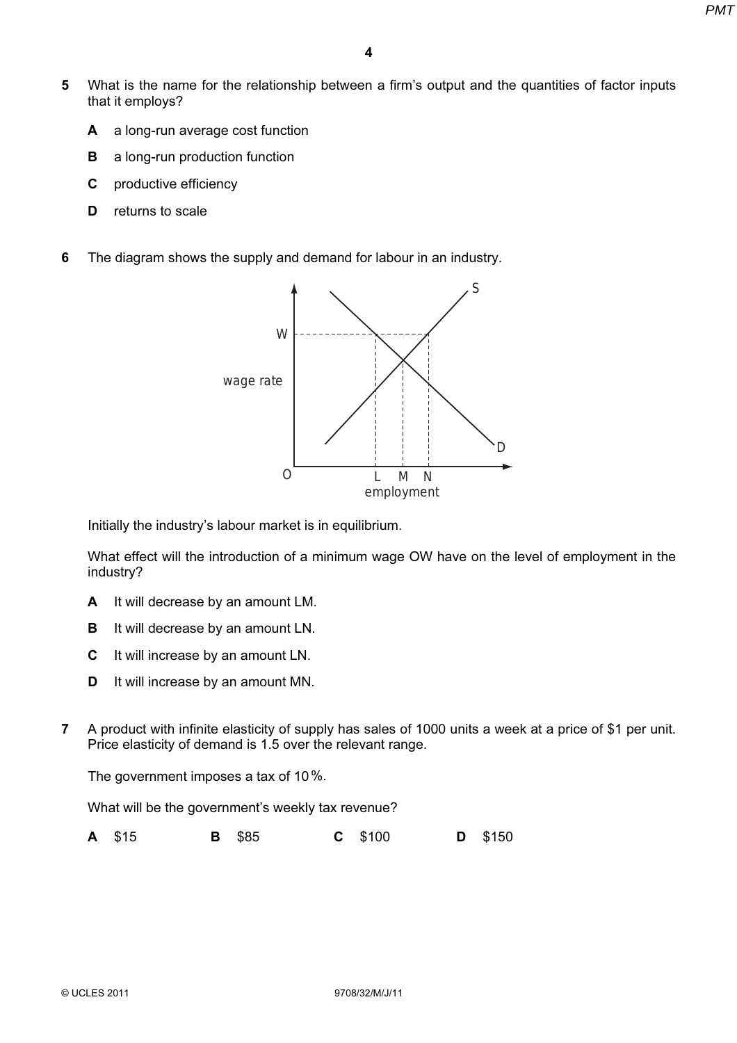5 What is the name for the relationship between a firm's output and the quantities of factor inputs that it employs?

**A** a long-run average cost function

**B** a long-run production function

**C** productive efficiency

**D** returns to scale

6 The diagram shows the supply and demand for labour in an industry.

S
W
wage rate
D
O
L M N
employment

Initially the industry's labour market is in equilibrium.

What effect will the introduction of a minimum wage OW have on the level of employment in the industry?

**A** It will decrease by an amount LM.

**B** It will decrease by an amount LN.

**C** It will increase by an amount LN.

**D** It will increase by an amount MN.

7 A product with infinite elasticity of supply has sales of 1000 units a week at a price of \$1 per unit. Price elasticity of demand is 1.5 over the relevant range.

The government imposes a tax of 10%.

What will be the government's weekly tax revenue?

**A** \$15 **B** \$85 **C** \$100 **D** \$150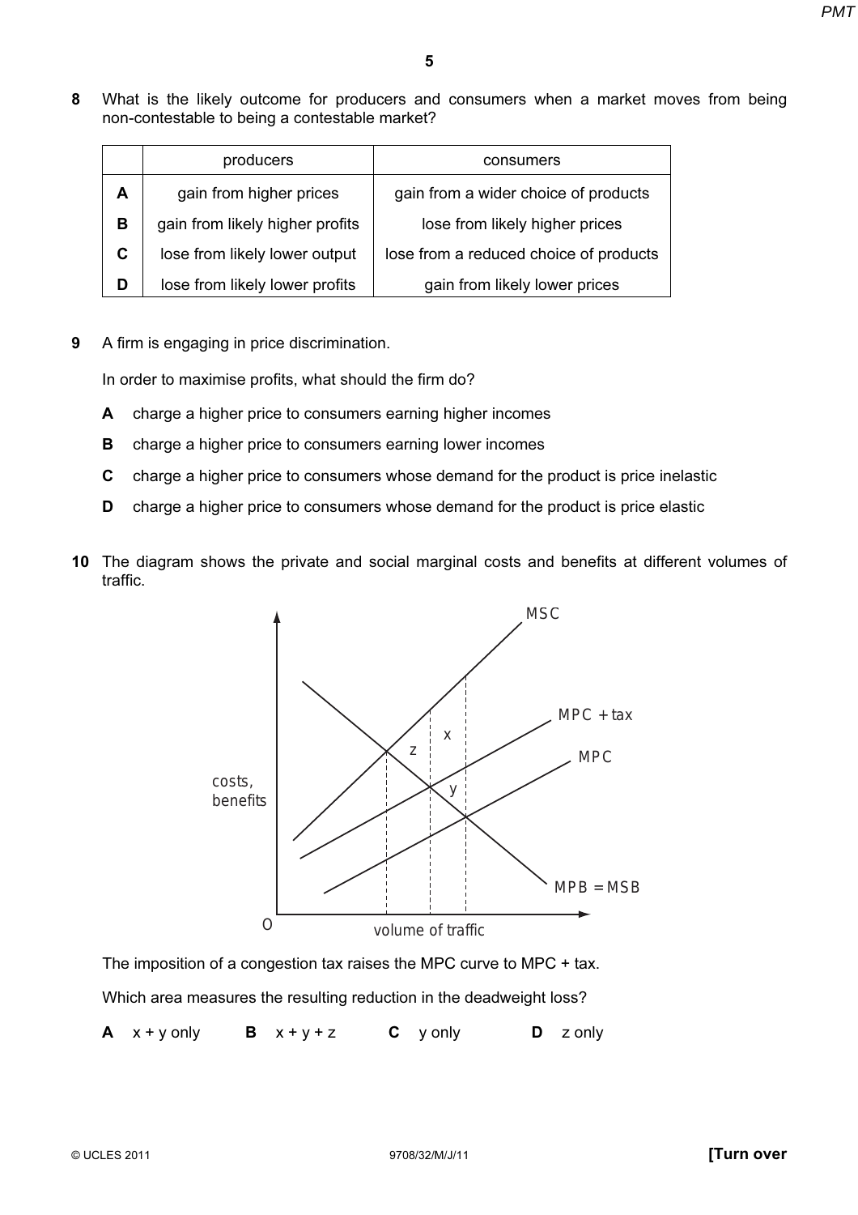8 What is the likely outcome for producers and consumers when a market moves from being non-contestable to being a contestable market?

| | producers | consumers |
|---|---|---|
| **A** | gain from higher prices | gain from a wider choice of products |
| **B** | gain from likely higher profits | lose from likely higher prices |
| **C** | lose from likely lower output | lose from a reduced choice of products |
| **D** | lose from likely lower profits | gain from likely lower prices |

9 A firm is engaging in price discrimination.

In order to maximise profits, what should the firm do?

**A** charge a higher price to consumers earning higher incomes

**B** charge a higher price to consumers earning lower incomes

**C** charge a higher price to consumers whose demand for the product is price inelastic

**D** charge a higher price to consumers whose demand for the product is price elastic

10 The diagram shows the private and social marginal costs and benefits at different volumes of traffic.

MSC
MPC + tax
MPC
MPB = MSB
costs, benefits
x
y
z
O
volume of traffic

The imposition of a congestion tax raises the MPC curve to MPC + tax.

Which area measures the resulting reduction in the deadweight loss?

**A** x + y only **B** x + y + z **C** y only **D** z only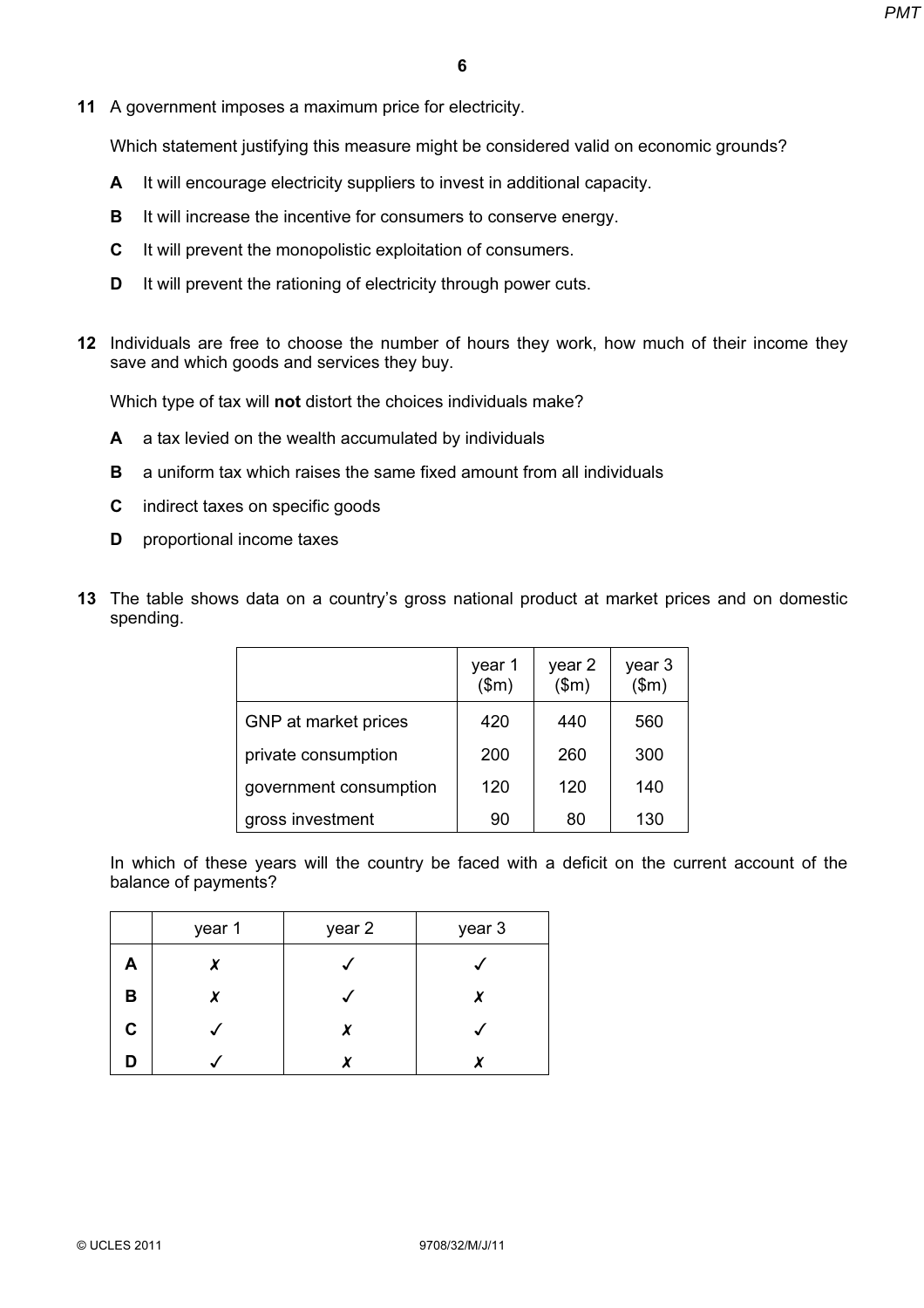**11** A government imposes a maximum price for electricity.

Which statement justifying this measure might be considered valid on economic grounds?

**A** It will encourage electricity suppliers to invest in additional capacity.

**B** It will increase the incentive for consumers to conserve energy.

**C** It will prevent the monopolistic exploitation of consumers.

**D** It will prevent the rationing of electricity through power cuts.

**12** Individuals are free to choose the number of hours they work, how much of their income they save and which goods and services they buy.

Which type of tax will **not** distort the choices individuals make?

**A** a tax levied on the wealth accumulated by individuals

**B** a uniform tax which raises the same fixed amount from all individuals

**C** indirect taxes on specific goods

**D** proportional income taxes

**13** The table shows data on a country's gross national product at market prices and on domestic spending.

| | year 1 ($m) | year 2 ($m) | year 3 ($m) |
|---|---|---|---|
| GNP at market prices | 420 | 440 | 560 |
| private consumption | 200 | 260 | 300 |
| government consumption | 120 | 120 | 140 |
| gross investment | 90 | 80 | 130 |

In which of these years will the country be faced with a deficit on the current account of the balance of payments?

| | year 1 | year 2 | year 3 |
|---|---|---|---|
| **A** | ✗ | ✓ | ✓ |
| **B** | ✗ | ✓ | ✗ |
| **C** | ✓ | ✗ | ✓ |
| **D** | ✓ | ✗ | ✗ |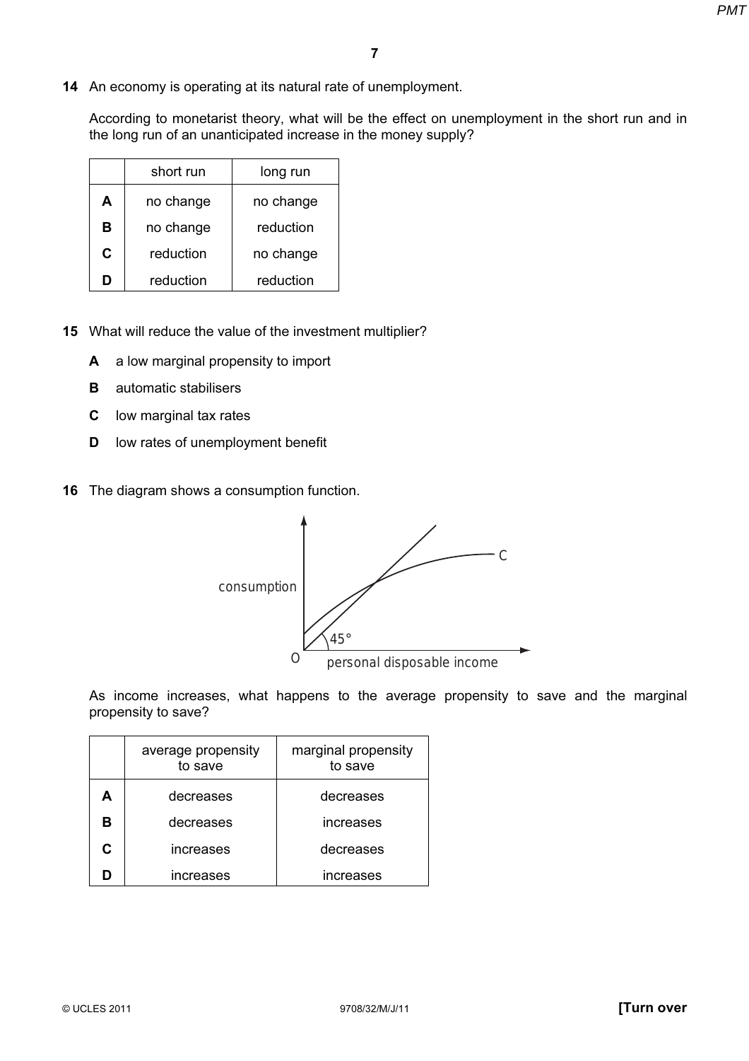**14** An economy is operating at its natural rate of unemployment.

According to monetarist theory, what will be the effect on unemployment in the short run and in the long run of an unanticipated increase in the money supply?

| | short run | long run |
|---|---|---|
| **A** | no change | no change |
| **B** | no change | reduction |
| **C** | reduction | no change |
| **D** | reduction | reduction |

**15** What will reduce the value of the investment multiplier?

**A** a low marginal propensity to import

**B** automatic stabilisers

**C** low marginal tax rates

**D** low rates of unemployment benefit

**16** The diagram shows a consumption function.

consumption

C

45°

O

personal disposable income

As income increases, what happens to the average propensity to save and the marginal propensity to save?

| | average propensity to save | marginal propensity to save |
|---|---|---|
| **A** | decreases | decreases |
| **B** | decreases | increases |
| **C** | increases | decreases |
| **D** | increases | increases |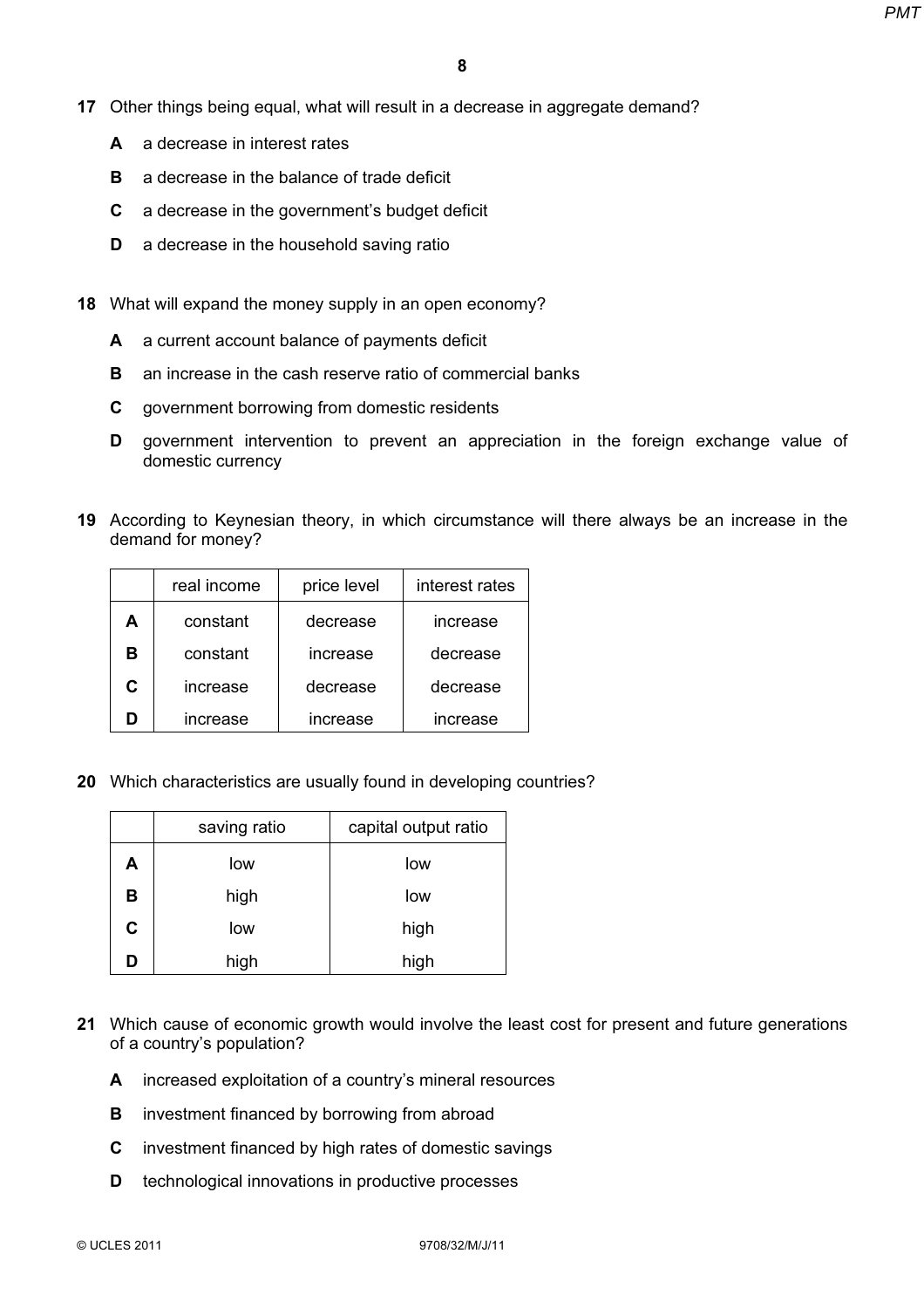17 Other things being equal, what will result in a decrease in aggregate demand?

**A** a decrease in interest rates

**B** a decrease in the balance of trade deficit

**C** a decrease in the government's budget deficit

**D** a decrease in the household saving ratio

18 What will expand the money supply in an open economy?

**A** a current account balance of payments deficit

**B** an increase in the cash reserve ratio of commercial banks

**C** government borrowing from domestic residents

**D** government intervention to prevent an appreciation in the foreign exchange value of domestic currency

19 According to Keynesian theory, in which circumstance will there always be an increase in the demand for money?

| | real income | price level | interest rates |
|---|---|---|---|
| **A** | constant | decrease | increase |
| **B** | constant | increase | decrease |
| **C** | increase | decrease | decrease |
| **D** | increase | increase | increase |

20 Which characteristics are usually found in developing countries?

| | saving ratio | capital output ratio |
|---|---|---|
| **A** | low | low |
| **B** | high | low |
| **C** | low | high |
| **D** | high | high |

21 Which cause of economic growth would involve the least cost for present and future generations of a country's population?

**A** increased exploitation of a country's mineral resources

**B** investment financed by borrowing from abroad

**C** investment financed by high rates of domestic savings

**D** technological innovations in productive processes

© UCLES 2011 9708/32/M/J/11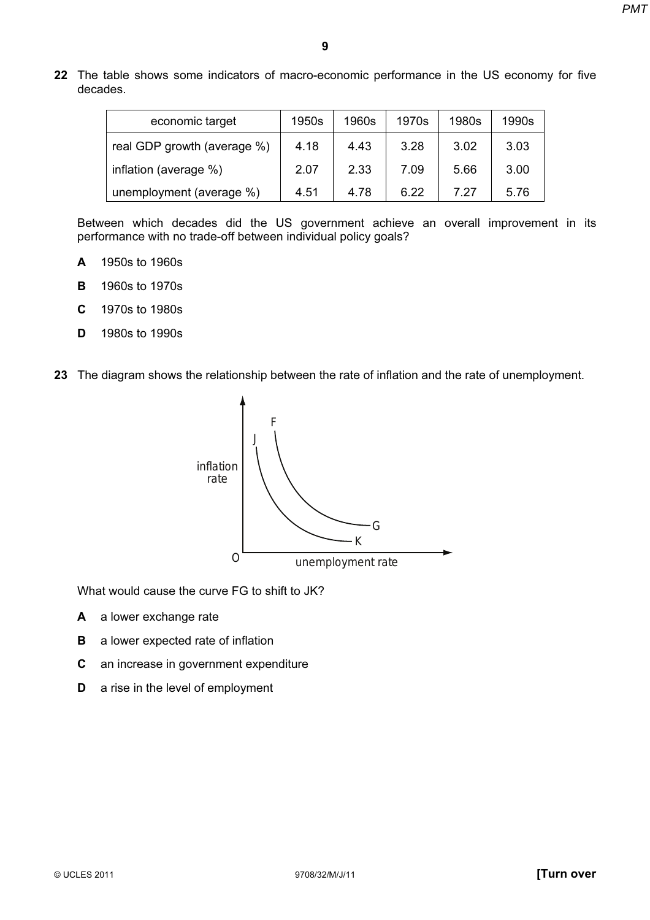**22** The table shows some indicators of macro-economic performance in the US economy for five decades.

| economic target | 1950s | 1960s | 1970s | 1980s | 1990s |
|---|---|---|---|---|---|
| real GDP growth (average %) | 4.18 | 4.43 | 3.28 | 3.02 | 3.03 |
| inflation (average %) | 2.07 | 2.33 | 7.09 | 5.66 | 3.00 |
| unemployment (average %) | 4.51 | 4.78 | 6.22 | 7.27 | 5.76 |

Between which decades did the US government achieve an overall improvement in its performance with no trade-off between individual policy goals?

**A** 1950s to 1960s

**B** 1960s to 1970s

**C** 1970s to 1980s

**D** 1980s to 1990s

**23** The diagram shows the relationship between the rate of inflation and the rate of unemployment.

inflation rate

F

J

G

K

O

unemployment rate

What would cause the curve FG to shift to JK?

**A** a lower exchange rate

**B** a lower expected rate of inflation

**C** an increase in government expenditure

**D** a rise in the level of employment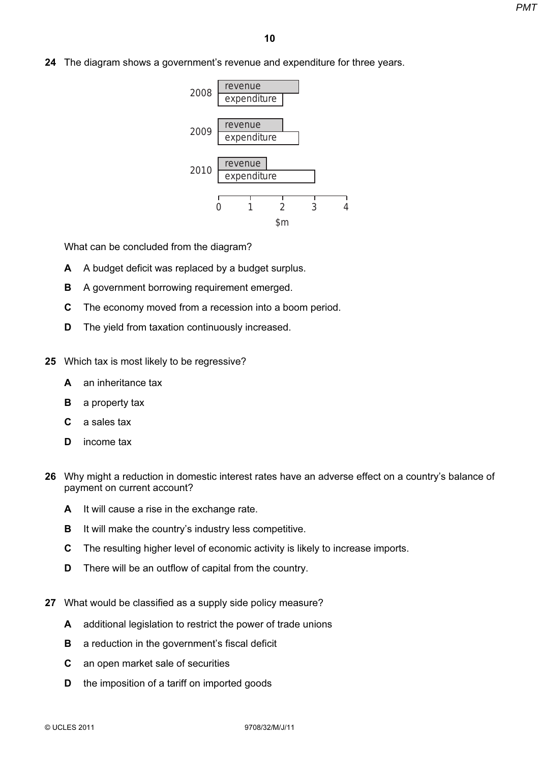**24** The diagram shows a government's revenue and expenditure for three years.

2008
revenue
expenditure

2009
revenue
expenditure

2010
revenue
expenditure

0 1 2 3 4
$m

What can be concluded from the diagram?

**A** A budget deficit was replaced by a budget surplus.

**B** A government borrowing requirement emerged.

**C** The economy moved from a recession into a boom period.

**D** The yield from taxation continuously increased.

**25** Which tax is most likely to be regressive?

**A** an inheritance tax

**B** a property tax

**C** a sales tax

**D** income tax

**26** Why might a reduction in domestic interest rates have an adverse effect on a country's balance of payment on current account?

**A** It will cause a rise in the exchange rate.

**B** It will make the country's industry less competitive.

**C** The resulting higher level of economic activity is likely to increase imports.

**D** There will be an outflow of capital from the country.

**27** What would be classified as a supply side policy measure?

**A** additional legislation to restrict the power of trade unions

**B** a reduction in the government's fiscal deficit

**C** an open market sale of securities

**D** the imposition of a tariff on imported goods

© UCLES 2011 9708/32/M/J/11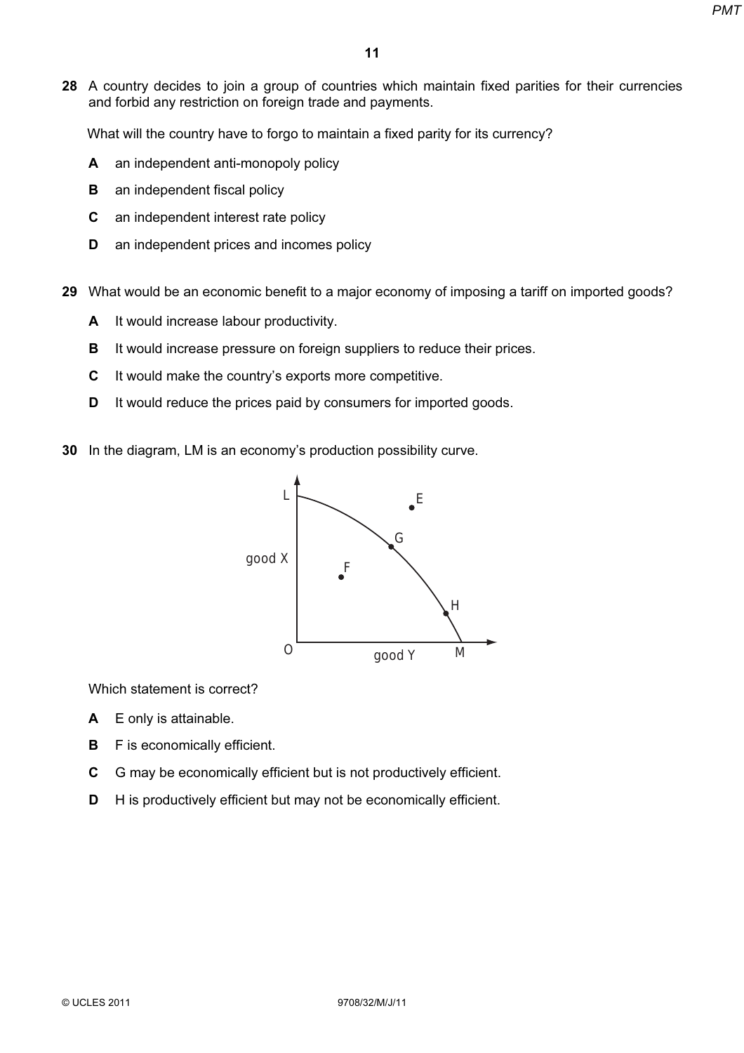**28** A country decides to join a group of countries which maintain fixed parities for their currencies and forbid any restriction on foreign trade and payments.

What will the country have to forgo to maintain a fixed parity for its currency?

**A** an independent anti-monopoly policy

**B** an independent fiscal policy

**C** an independent interest rate policy

**D** an independent prices and incomes policy

**29** What would be an economic benefit to a major economy of imposing a tariff on imported goods?

**A** It would increase labour productivity.

**B** It would increase pressure on foreign suppliers to reduce their prices.

**C** It would make the country's exports more competitive.

**D** It would reduce the prices paid by consumers for imported goods.

**30** In the diagram, LM is an economy's production possibility curve.

L
E
G
good X
F
H
O
good Y
M

Which statement is correct?

**A** E only is attainable.

**B** F is economically efficient.

**C** G may be economically efficient but is not productively efficient.

**D** H is productively efficient but may not be economically efficient.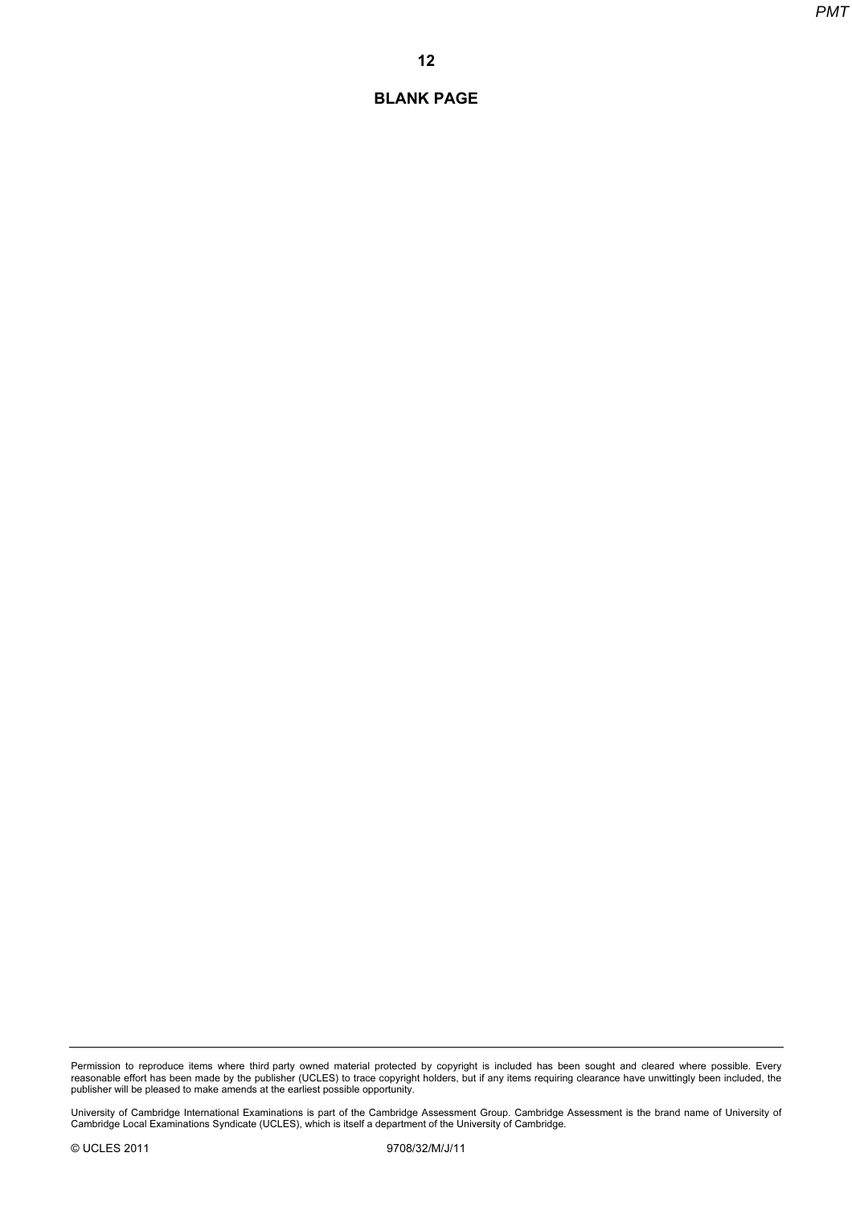**BLANK PAGE**

Permission to reproduce items where third party owned material protected by copyright is included has been sought and cleared where possible. Every reasonable effort has been made by the publisher (UCLES) to trace copyright holders, but if any items requiring clearance have unwittingly been included, the publisher will be pleased to make amends at the earliest possible opportunity.

University of Cambridge International Examinations is part of the Cambridge Assessment Group. Cambridge Assessment is the brand name of University of Cambridge Local Examinations Syndicate (UCLES), which is itself a department of the University of Cambridge.

© UCLES 2011 9708/32/M/J/11